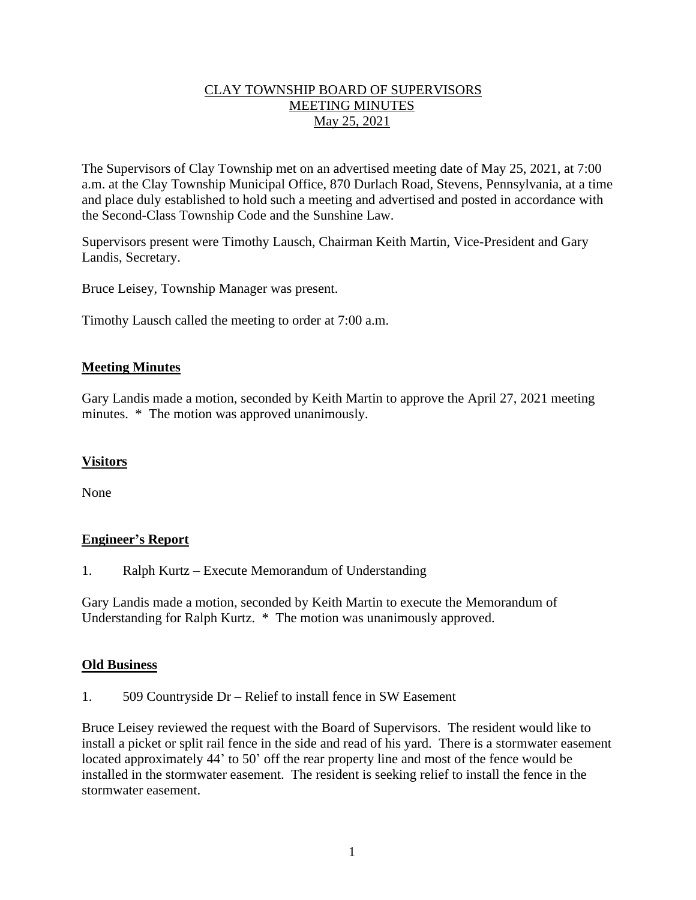CLAY TOWNSHIP BOARD OF SUPERVISORS
MEETING MINUTES
May 25, 2021

The Supervisors of Clay Township met on an advertised meeting date of May 25, 2021, at 7:00 a.m. at the Clay Township Municipal Office, 870 Durlach Road, Stevens, Pennsylvania, at a time and place duly established to hold such a meeting and advertised and posted in accordance with the Second-Class Township Code and the Sunshine Law.

Supervisors present were Timothy Lausch, Chairman Keith Martin, Vice-President and Gary Landis, Secretary.

Bruce Leisey, Township Manager was present.

Timothy Lausch called the meeting to order at 7:00 a.m.

## Meeting Minutes

Gary Landis made a motion, seconded by Keith Martin to approve the April 27, 2021 meeting minutes. * The motion was approved unanimously.

## Visitors

None

## Engineer's Report

1. Ralph Kurtz – Execute Memorandum of Understanding

Gary Landis made a motion, seconded by Keith Martin to execute the Memorandum of Understanding for Ralph Kurtz. * The motion was unanimously approved.

## Old Business

1. 509 Countryside Dr – Relief to install fence in SW Easement

Bruce Leisey reviewed the request with the Board of Supervisors. The resident would like to install a picket or split rail fence in the side and read of his yard. There is a stormwater easement located approximately 44' to 50' off the rear property line and most of the fence would be installed in the stormwater easement. The resident is seeking relief to install the fence in the stormwater easement.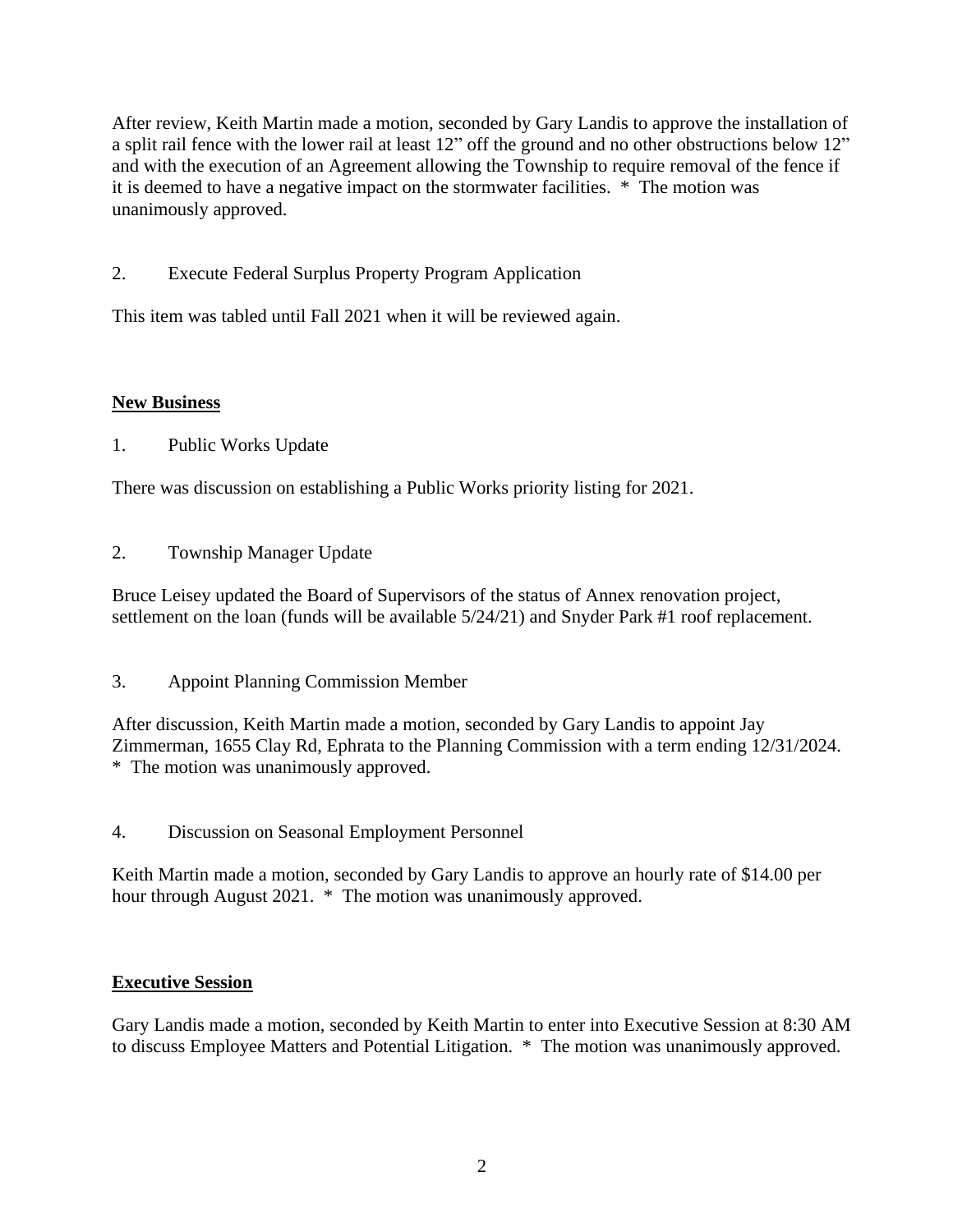After review, Keith Martin made a motion, seconded by Gary Landis to approve the installation of a split rail fence with the lower rail at least 12" off the ground and no other obstructions below 12" and with the execution of an Agreement allowing the Township to require removal of the fence if it is deemed to have a negative impact on the stormwater facilities. * The motion was unanimously approved.

2. Execute Federal Surplus Property Program Application

This item was tabled until Fall 2021 when it will be reviewed again.

**New Business**

1. Public Works Update

There was discussion on establishing a Public Works priority listing for 2021.

2. Township Manager Update

Bruce Leisey updated the Board of Supervisors of the status of Annex renovation project, settlement on the loan (funds will be available 5/24/21) and Snyder Park #1 roof replacement.

3. Appoint Planning Commission Member

After discussion, Keith Martin made a motion, seconded by Gary Landis to appoint Jay Zimmerman, 1655 Clay Rd, Ephrata to the Planning Commission with a term ending 12/31/2024. * The motion was unanimously approved.

4. Discussion on Seasonal Employment Personnel

Keith Martin made a motion, seconded by Gary Landis to approve an hourly rate of $14.00 per hour through August 2021. * The motion was unanimously approved.

**Executive Session**

Gary Landis made a motion, seconded by Keith Martin to enter into Executive Session at 8:30 AM to discuss Employee Matters and Potential Litigation. * The motion was unanimously approved.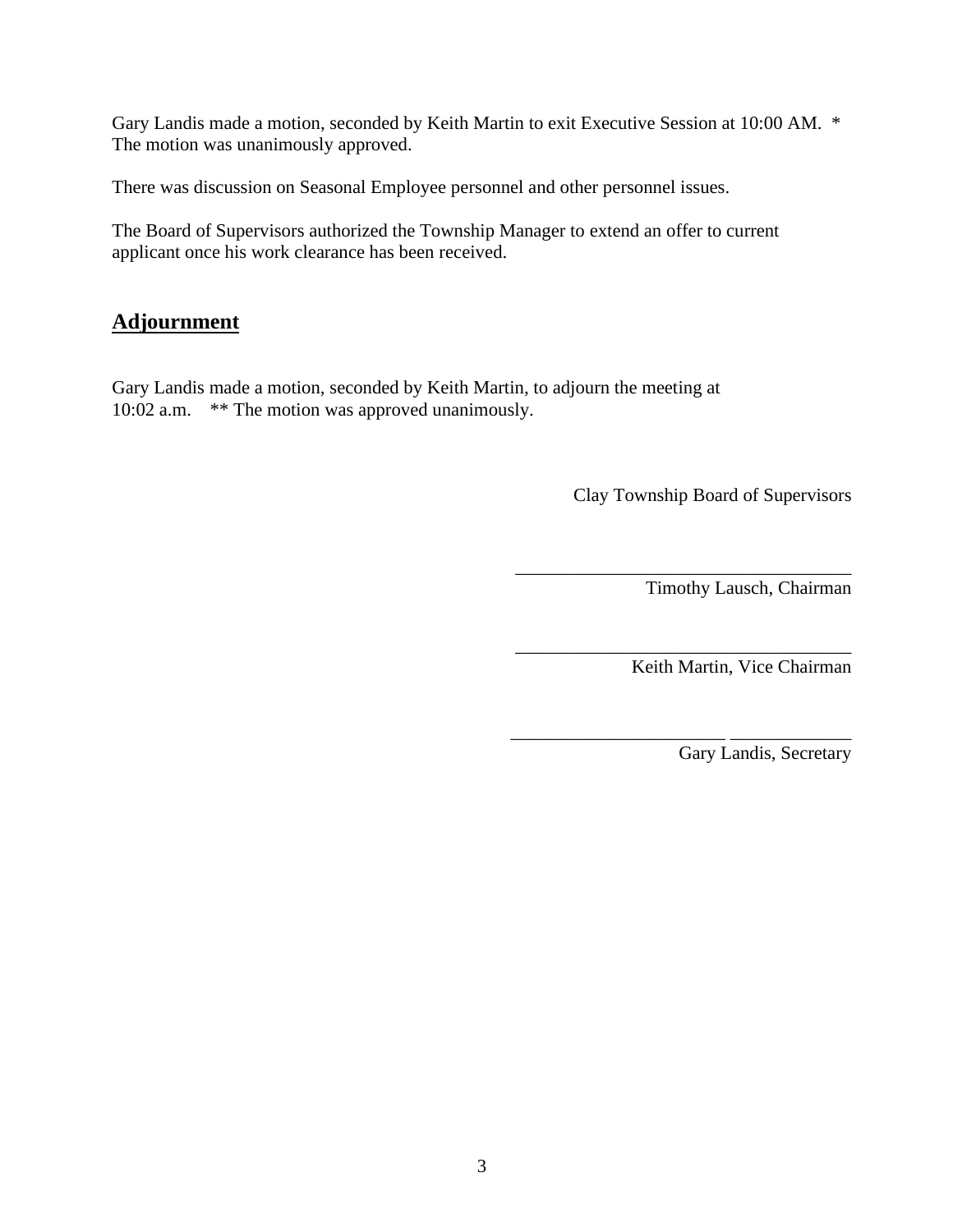Gary Landis made a motion, seconded by Keith Martin to exit Executive Session at 10:00 AM. * The motion was unanimously approved.

There was discussion on Seasonal Employee personnel and other personnel issues.

The Board of Supervisors authorized the Township Manager to extend an offer to current applicant once his work clearance has been received.

## Adjournment

Gary Landis made a motion, seconded by Keith Martin, to adjourn the meeting at 10:02 a.m. ** The motion was approved unanimously.

Clay Township Board of Supervisors

______________________________
Timothy Lausch, Chairman

______________________________
Keith Martin, Vice Chairman

______________________________
Gary Landis, Secretary